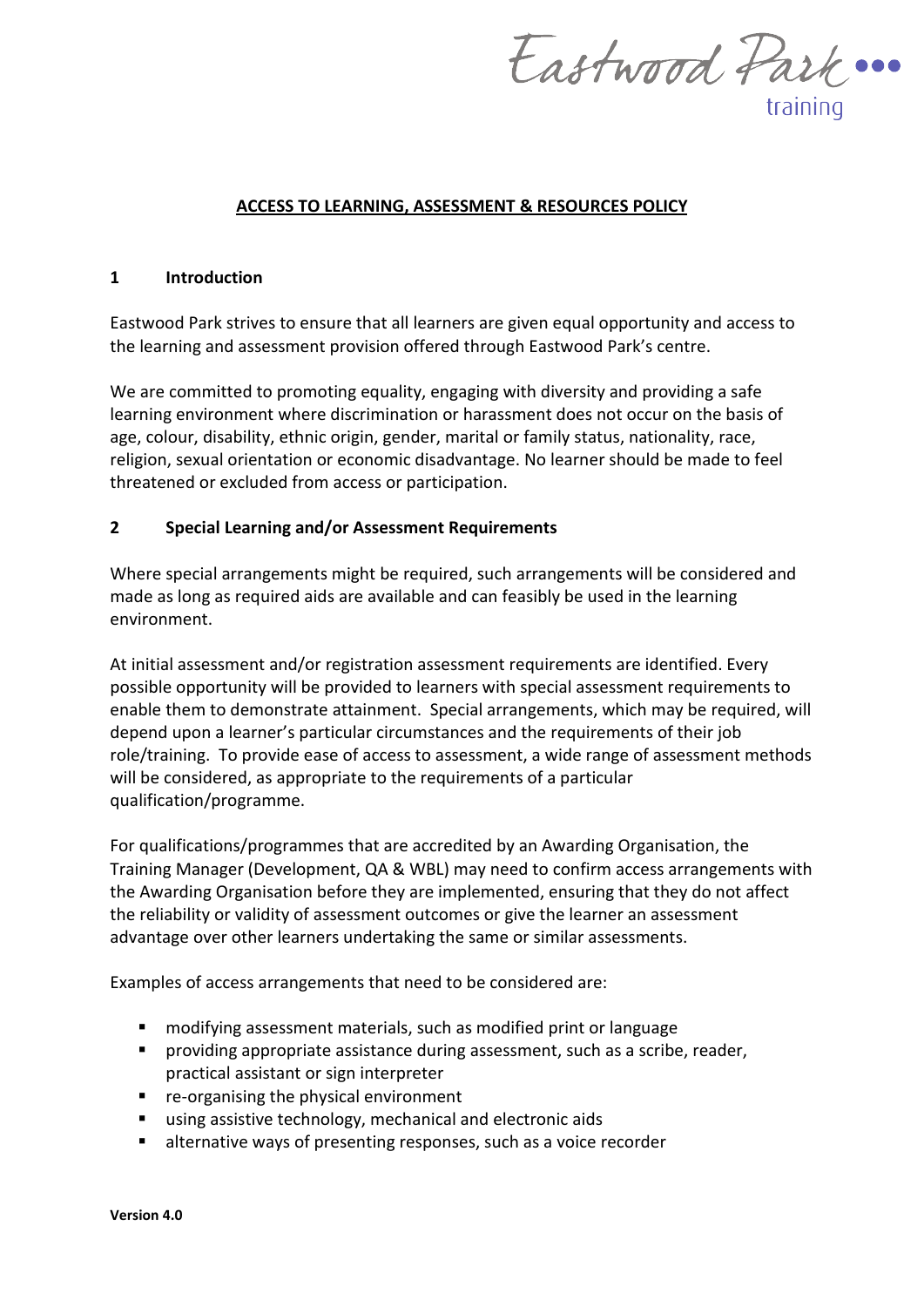# ACCESS TO LEARNING, ASSESSMENT & RESOURCES POLICY

## 1 Introduction

Eastwood Park strives to ensure that all learners are given equal opportunity and access to the learning and assessment provision offered through Eastwood Park's centre.

We are committed to promoting equality, engaging with diversity and providing a safe learning environment where discrimination or harassment does not occur on the basis of age, colour, disability, ethnic origin, gender, marital or family status, nationality, race, religion, sexual orientation or economic disadvantage. No learner should be made to feel threatened or excluded from access or participation.

## 2 Special Learning and/or Assessment Requirements

Where special arrangements might be required, such arrangements will be considered and made as long as required aids are available and can feasibly be used in the learning environment.

At initial assessment and/or registration assessment requirements are identified. Every possible opportunity will be provided to learners with special assessment requirements to enable them to demonstrate attainment. Special arrangements, which may be required, will depend upon a learner's particular circumstances and the requirements of their job role/training. To provide ease of access to assessment, a wide range of assessment methods will be considered, as appropriate to the requirements of a particular qualification/programme.

For qualifications/programmes that are accredited by an Awarding Organisation, the Training Manager (Development, QA & WBL) may need to confirm access arrangements with the Awarding Organisation before they are implemented, ensuring that they do not affect the reliability or validity of assessment outcomes or give the learner an assessment advantage over other learners undertaking the same or similar assessments.

Examples of access arrangements that need to be considered are:

- modifying assessment materials, such as modified print or language
- providing appropriate assistance during assessment, such as a scribe, reader, practical assistant or sign interpreter
- re-organising the physical environment
- using assistive technology, mechanical and electronic aids
- alternative ways of presenting responses, such as a voice recorder

**Version 4.0**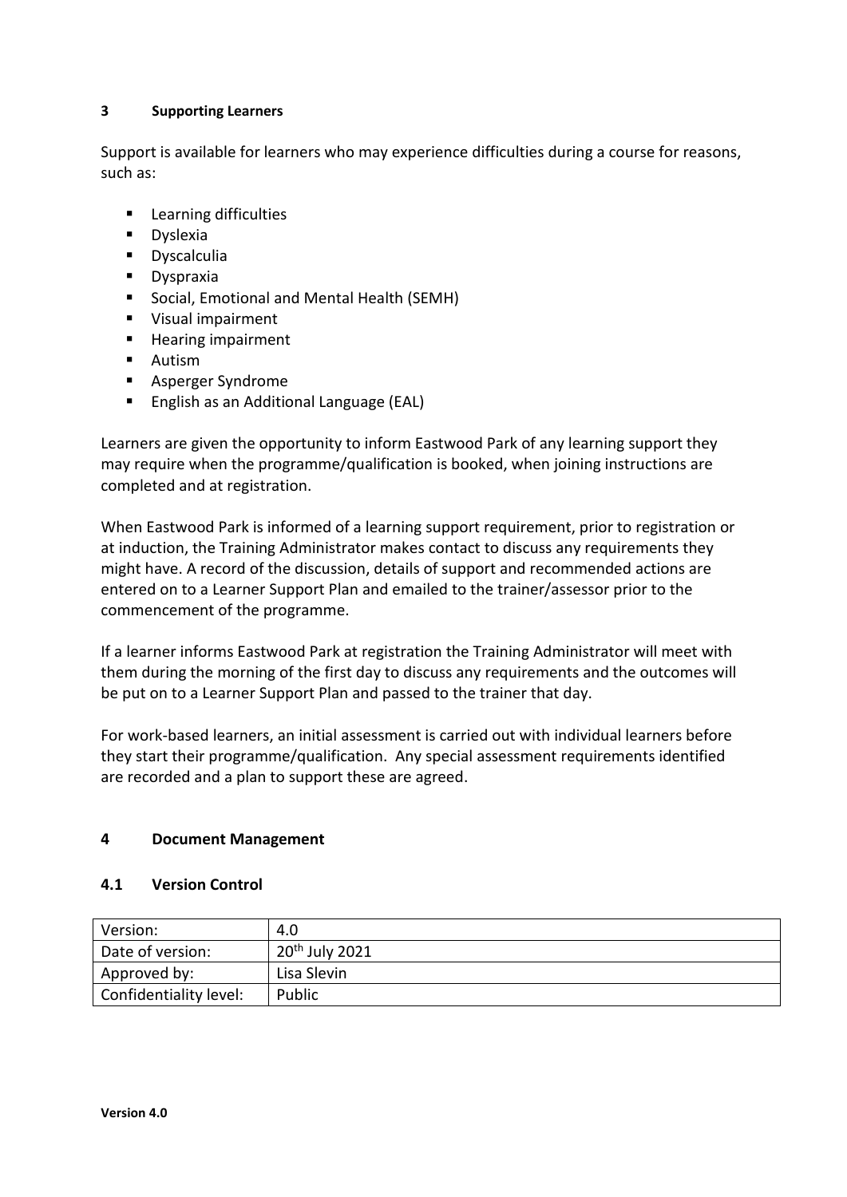## 3 Supporting Learners

Support is available for learners who may experience difficulties during a course for reasons, such as:

- Learning difficulties
- Dyslexia
- Dyscalculia
- Dyspraxia
- Social, Emotional and Mental Health (SEMH)
- Visual impairment
- Hearing impairment
- Autism
- Asperger Syndrome
- English as an Additional Language (EAL)

Learners are given the opportunity to inform Eastwood Park of any learning support they may require when the programme/qualification is booked, when joining instructions are completed and at registration.

When Eastwood Park is informed of a learning support requirement, prior to registration or at induction, the Training Administrator makes contact to discuss any requirements they might have. A record of the discussion, details of support and recommended actions are entered on to a Learner Support Plan and emailed to the trainer/assessor prior to the commencement of the programme.

If a learner informs Eastwood Park at registration the Training Administrator will meet with them during the morning of the first day to discuss any requirements and the outcomes will be put on to a Learner Support Plan and passed to the trainer that day.

For work-based learners, an initial assessment is carried out with individual learners before they start their programme/qualification. Any special assessment requirements identified are recorded and a plan to support these are agreed.

## 4 Document Management

### 4.1 Version Control

| Version: | 4.0 |
|---|---|
| Date of version: | 20th July 2021 |
| Approved by: | Lisa Slevin |
| Confidentiality level: | Public |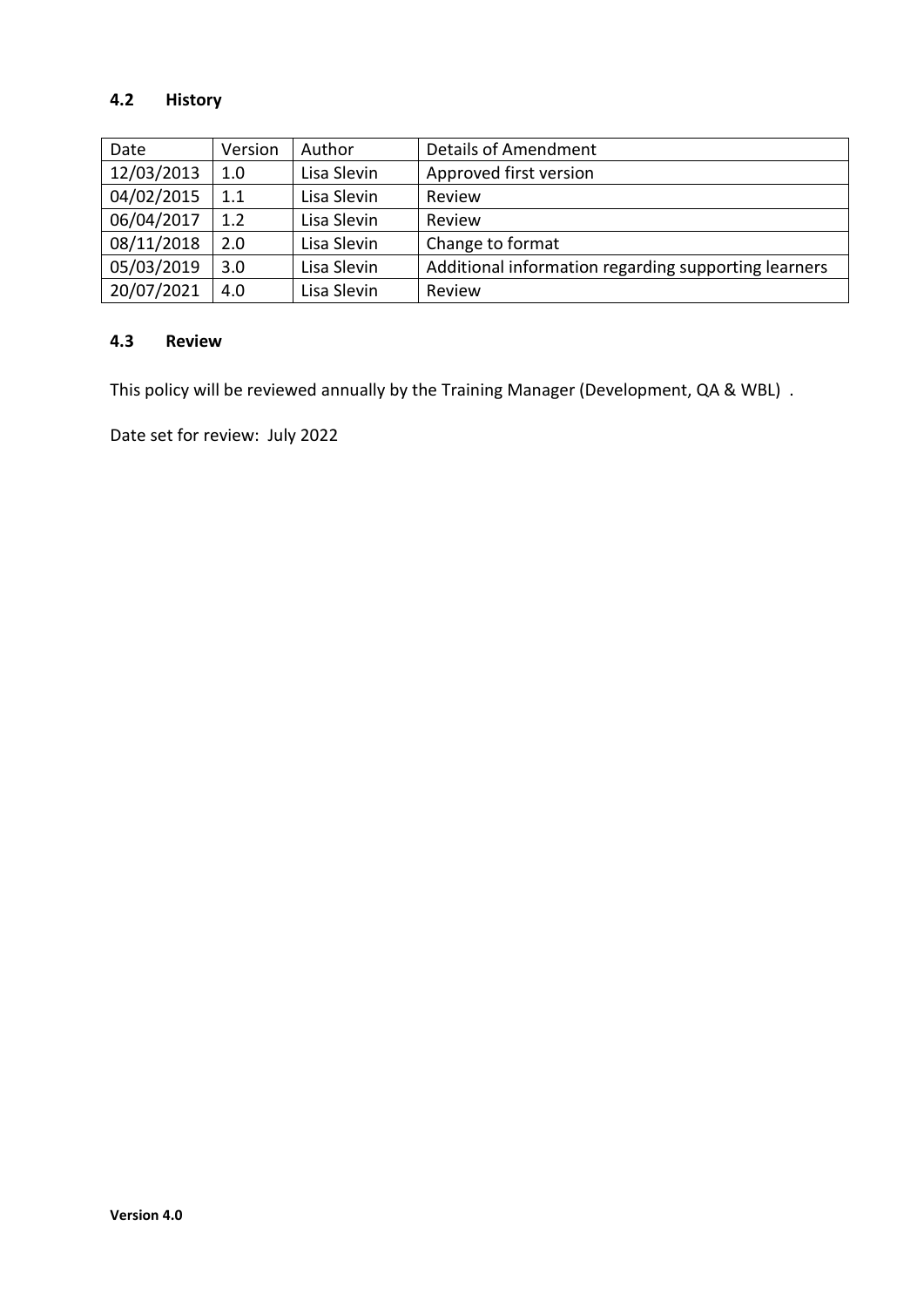### 4.2 History

| Date | Version | Author | Details of Amendment |
|---|---|---|---|
| 12/03/2013 | 1.0 | Lisa Slevin | Approved first version |
| 04/02/2015 | 1.1 | Lisa Slevin | Review |
| 06/04/2017 | 1.2 | Lisa Slevin | Review |
| 08/11/2018 | 2.0 | Lisa Slevin | Change to format |
| 05/03/2019 | 3.0 | Lisa Slevin | Additional information regarding supporting learners |
| 20/07/2021 | 4.0 | Lisa Slevin | Review |

### 4.3 Review

This policy will be reviewed annually by the Training Manager (Development, QA & WBL) .

Date set for review: July 2022

**Version 4.0**